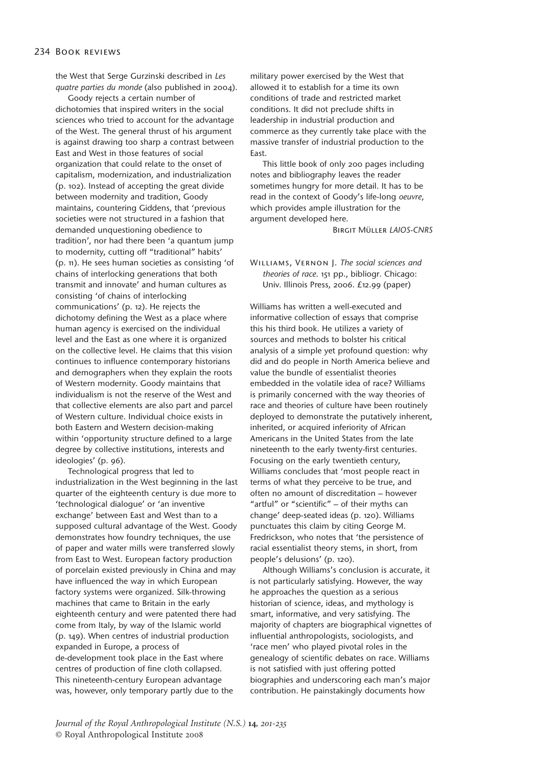the West that Serge Gurzinski described in *Les quatre parties du monde* (also published in 2004).

Goody rejects a certain number of dichotomies that inspired writers in the social sciences who tried to account for the advantage of the West. The general thrust of his argument is against drawing too sharp a contrast between East and West in those features of social organization that could relate to the onset of capitalism, modernization, and industrialization (p. 102). Instead of accepting the great divide between modernity and tradition, Goody maintains, countering Giddens, that 'previous societies were not structured in a fashion that demanded unquestioning obedience to tradition', nor had there been 'a quantum jump to modernity, cutting off "traditional" habits' (p. 11). He sees human societies as consisting 'of chains of interlocking generations that both transmit and innovate' and human cultures as consisting 'of chains of interlocking communications' (p. 12). He rejects the dichotomy defining the West as a place where human agency is exercised on the individual level and the East as one where it is organized on the collective level. He claims that this vision continues to influence contemporary historians and demographers when they explain the roots of Western modernity. Goody maintains that individualism is not the reserve of the West and that collective elements are also part and parcel of Western culture. Individual choice exists in both Eastern and Western decision-making within 'opportunity structure defined to a large degree by collective institutions, interests and ideologies' (p. 96).

Technological progress that led to industrialization in the West beginning in the last quarter of the eighteenth century is due more to 'technological dialogue' or 'an inventive exchange' between East and West than to a supposed cultural advantage of the West. Goody demonstrates how foundry techniques, the use of paper and water mills were transferred slowly from East to West. European factory production of porcelain existed previously in China and may have influenced the way in which European factory systems were organized. Silk-throwing machines that came to Britain in the early eighteenth century and were patented there had come from Italy, by way of the Islamic world (p. 149). When centres of industrial production expanded in Europe, a process of de-development took place in the East where centres of production of fine cloth collapsed. This nineteenth-century European advantage was, however, only temporary partly due to the military power exercised by the West that allowed it to establish for a time its own conditions of trade and restricted market conditions. It did not preclude shifts in leadership in industrial production and commerce as they currently take place with the massive transfer of industrial production to the East.

This little book of only 200 pages including notes and bibliography leaves the reader sometimes hungry for more detail. It has to be read in the context of Goody's life-long *oeuvre*, which provides ample illustration for the argument developed here.

Birgit Müller *LAIOS-CNRS*

Williams, Vernon J. *The social sciences and theories of race*. 151 pp., bibliogr. Chicago: Univ. Illinois Press, 2006. £12.99 (paper)

Williams has written a well-executed and informative collection of essays that comprise this his third book. He utilizes a variety of sources and methods to bolster his critical analysis of a simple yet profound question: why did and do people in North America believe and value the bundle of essentialist theories embedded in the volatile idea of race? Williams is primarily concerned with the way theories of race and theories of culture have been routinely deployed to demonstrate the putatively inherent, inherited, or acquired inferiority of African Americans in the United States from the late nineteenth to the early twenty-first centuries. Focusing on the early twentieth century, Williams concludes that 'most people react in terms of what they perceive to be true, and often no amount of discreditation – however "artful" or "scientific" – of their myths can change' deep-seated ideas (p. 120). Williams punctuates this claim by citing George M. Fredrickson, who notes that 'the persistence of racial essentialist theory stems, in short, from people's delusions' (p. 120).

Although Williams's conclusion is accurate, it is not particularly satisfying. However, the way he approaches the question as a serious historian of science, ideas, and mythology is smart, informative, and very satisfying. The majority of chapters are biographical vignettes of influential anthropologists, sociologists, and 'race men' who played pivotal roles in the genealogy of scientific debates on race. Williams is not satisfied with just offering potted biographies and underscoring each man's major contribution. He painstakingly documents how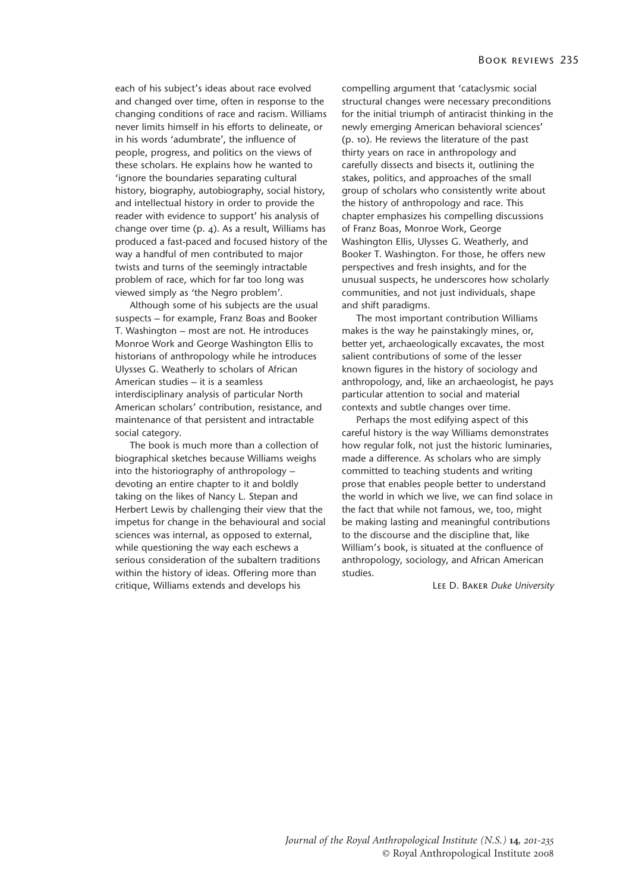each of his subject's ideas about race evolved and changed over time, often in response to the changing conditions of race and racism. Williams never limits himself in his efforts to delineate, or in his words 'adumbrate', the influence of people, progress, and politics on the views of these scholars. He explains how he wanted to 'ignore the boundaries separating cultural history, biography, autobiography, social history, and intellectual history in order to provide the reader with evidence to support' his analysis of change over time (p. 4). As a result, Williams has produced a fast-paced and focused history of the way a handful of men contributed to major twists and turns of the seemingly intractable problem of race, which for far too long was viewed simply as 'the Negro problem'.

Although some of his subjects are the usual suspects – for example, Franz Boas and Booker T. Washington – most are not. He introduces Monroe Work and George Washington Ellis to historians of anthropology while he introduces Ulysses G. Weatherly to scholars of African American studies – it is a seamless interdisciplinary analysis of particular North American scholars' contribution, resistance, and maintenance of that persistent and intractable social category.

The book is much more than a collection of biographical sketches because Williams weighs into the historiography of anthropology – devoting an entire chapter to it and boldly taking on the likes of Nancy L. Stepan and Herbert Lewis by challenging their view that the impetus for change in the behavioural and social sciences was internal, as opposed to external, while questioning the way each eschews a serious consideration of the subaltern traditions within the history of ideas. Offering more than critique, Williams extends and develops his compelling argument that 'cataclysmic social structural changes were necessary preconditions for the initial triumph of antiracist thinking in the newly emerging American behavioral sciences' (p. 10). He reviews the literature of the past thirty years on race in anthropology and carefully dissects and bisects it, outlining the stakes, politics, and approaches of the small group of scholars who consistently write about the history of anthropology and race. This chapter emphasizes his compelling discussions of Franz Boas, Monroe Work, George Washington Ellis, Ulysses G. Weatherly, and Booker T. Washington. For those, he offers new perspectives and fresh insights, and for the unusual suspects, he underscores how scholarly communities, and not just individuals, shape and shift paradigms.

The most important contribution Williams makes is the way he painstakingly mines, or, better yet, archaeologically excavates, the most salient contributions of some of the lesser known figures in the history of sociology and anthropology, and, like an archaeologist, he pays particular attention to social and material contexts and subtle changes over time.

Perhaps the most edifying aspect of this careful history is the way Williams demonstrates how regular folk, not just the historic luminaries, made a difference. As scholars who are simply committed to teaching students and writing prose that enables people better to understand the world in which we live, we can find solace in the fact that while not famous, we, too, might be making lasting and meaningful contributions to the discourse and the discipline that, like William's book, is situated at the confluence of anthropology, sociology, and African American studies.

LEE D. BAKER *Duke University*